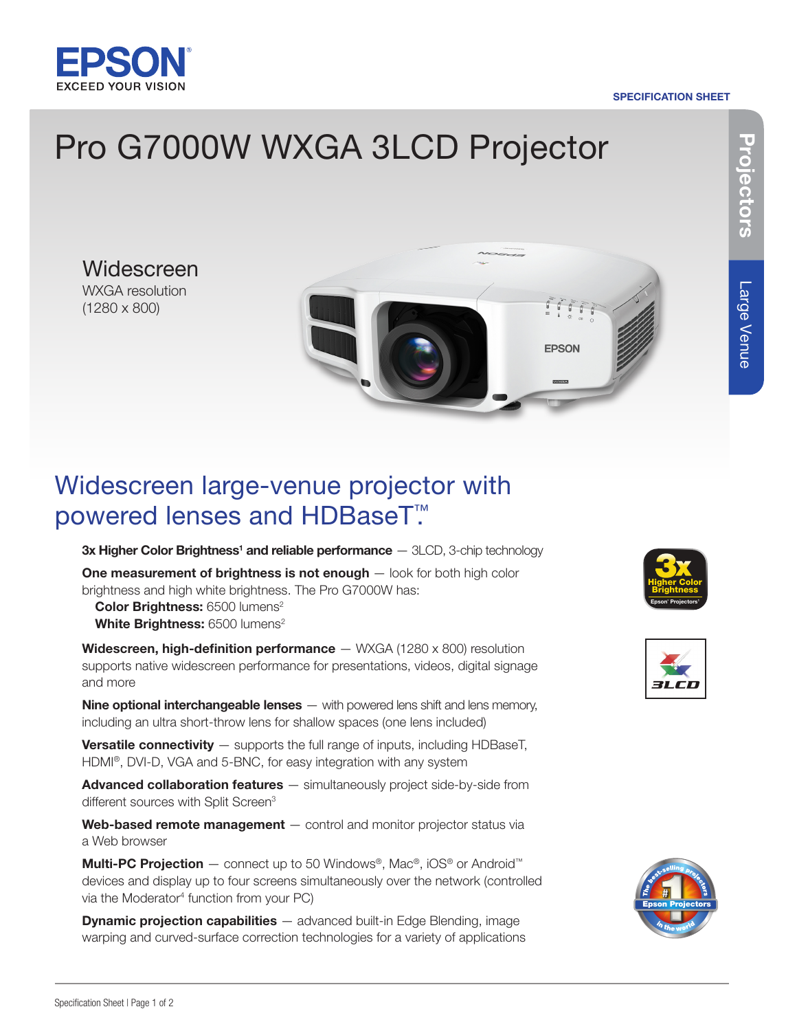EPSON
EXCEED YOUR VISION

SPECIFICATION SHEET

# Pro G7000W WXGA 3LCD Projector

Projectors | Large Venue

**Widescreen**
WXGA resolution
(1280 x 800)

## Widescreen large-venue projector with powered lenses and HDBaseT™

**3x Higher Color Brightness[1] and reliable performance** — 3LCD, 3-chip technology

**One measurement of brightness is not enough** — look for both high color brightness and high white brightness. The Pro G7000W has:
- **Color Brightness:** 6500 lumens[2]
- **White Brightness:** 6500 lumens[2]

**Widescreen, high-definition performance** — WXGA (1280 x 800) resolution supports native widescreen performance for presentations, videos, digital signage and more

**Nine optional interchangeable lenses** — with powered lens shift and lens memory, including an ultra short-throw lens for shallow spaces (one lens included)

**Versatile connectivity** — supports the full range of inputs, including HDBaseT, HDMI®, DVI-D, VGA and 5-BNC, for easy integration with any system

**Advanced collaboration features** — simultaneously project side-by-side from different sources with Split Screen[3]

**Web-based remote management** — control and monitor projector status via a Web browser

**Multi-PC Projection** — connect up to 50 Windows®, Mac®, iOS® or Android™ devices and display up to four screens simultaneously over the network (controlled via the Moderator[4] function from your PC)

**Dynamic projection capabilities** — advanced built-in Edge Blending, image warping and curved-surface correction technologies for a variety of applications

3x Higher Color Brightness – Epson Projectors[1]

3LCD

The best-selling projectors in the world – #1 Epson Projectors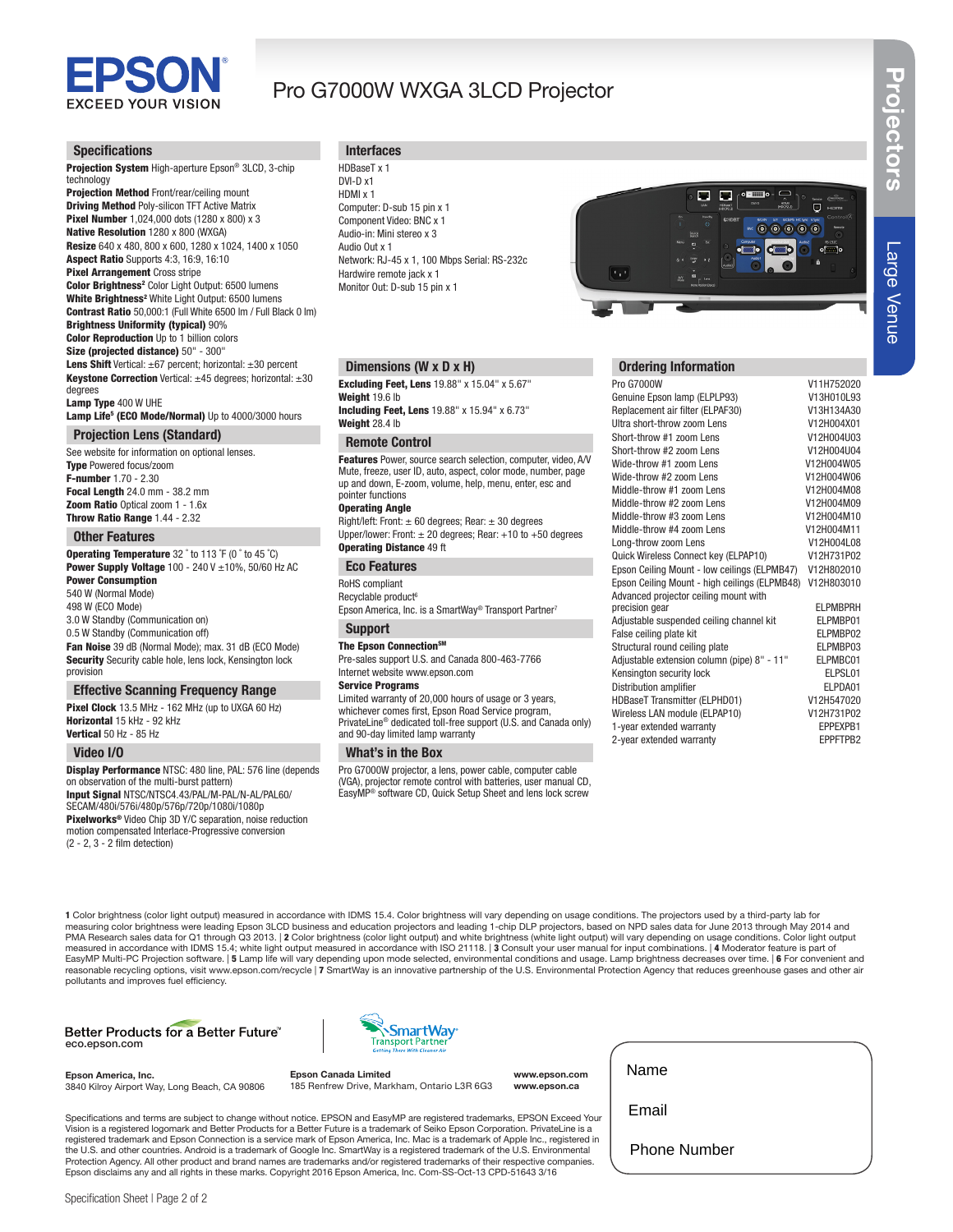# Pro G7000W WXGA 3LCD Projector

## Specifications

**Projection System** High-aperture Epson® 3LCD, 3-chip technology
**Projection Method** Front/rear/ceiling mount
**Driving Method** Poly-silicon TFT Active Matrix
**Pixel Number** 1,024,000 dots (1280 x 800) x 3
**Native Resolution** 1280 x 800 (WXGA)
**Resize** 640 x 480, 800 x 600, 1280 x 1024, 1400 x 1050
**Aspect Ratio** Supports 4:3, 16:9, 16:10
**Pixel Arrangement** Cross stripe
**Color Brightness**[2] Color Light Output: 6500 lumens
**White Brightness**[2] White Light Output: 6500 lumens
**Contrast Ratio** 50,000:1 (Full White 6500 lm / Full Black 0 lm)
**Brightness Uniformity (typical)** 90%
**Color Reproduction** Up to 1 billion colors
**Size (projected distance)** 50" - 300"
**Lens Shift** Vertical: ±67 percent; horizontal: ±30 percent
**Keystone Correction** Vertical: ±45 degrees; horizontal: ±30 degrees
**Lamp Type** 400 W UHE
**Lamp Life**[5] **(ECO Mode/Normal)** Up to 4000/3000 hours

## Projection Lens (Standard)

See website for information on optional lenses.
**Type** Powered focus/zoom
**F-number** 1.70 - 2.30
**Focal Length** 24.0 mm - 38.2 mm
**Zoom Ratio** Optical zoom 1 - 1.6x
**Throw Ratio Range** 1.44 - 2.32

## Other Features

**Operating Temperature** 32 ˚ to 113 ˚F (0 ˚ to 45 ˚C)
**Power Supply Voltage** 100 - 240 V ±10%, 50/60 Hz AC
**Power Consumption**
540 W (Normal Mode)
498 W (ECO Mode)
3.0 W Standby (Communication on)
0.5 W Standby (Communication off)
**Fan Noise** 39 dB (Normal Mode); max. 31 dB (ECO Mode)
**Security** Security cable hole, lens lock, Kensington lock provision

## Effective Scanning Frequency Range

**Pixel Clock** 13.5 MHz - 162 MHz (up to UXGA 60 Hz)
**Horizontal** 15 kHz - 92 kHz
**Vertical** 50 Hz - 85 Hz

## Video I/O

**Display Performance** NTSC: 480 line, PAL: 576 line (depends on observation of the multi-burst pattern)
**Input Signal** NTSC/NTSC4.43/PAL/M-PAL/N-AL/PAL60/SECAM/480i/576i/480p/576p/720p/1080i/1080p
**Pixelworks® Video Chip** 3D Y/C separation, noise reduction motion compensated Interlace-Progressive conversion (2 - 2, 3 - 2 film detection)

## Interfaces

HDBaseT x 1
DVI-D x1
HDMI x 1
Computer: D-sub 15 pin x 1
Component Video: BNC x 1
Audio-in: Mini stereo x 3
Audio Out x 1
Network: RJ-45 x 1, 100 Mbps Serial: RS-232c
Hardwire remote jack x 1
Monitor Out: D-sub 15 pin x 1

## Dimensions (W x D x H)

**Excluding Feet, Lens** 19.88" x 15.04" x 5.67"
**Weight** 19.6 lb
**Including Feet, Lens** 19.88" x 15.94" x 6.73"
**Weight** 28.4 lb

## Remote Control

**Features** Power, source search selection, computer, video, A/V Mute, freeze, user ID, auto, aspect, color mode, number, page up and down, E-zoom, volume, help, menu, enter, esc and pointer functions
**Operating Angle**
Right/left: Front: ± 60 degrees; Rear: ± 30 degrees
Upper/lower: Front: ± 20 degrees; Rear: +10 to +50 degrees
**Operating Distance** 49 ft

## Eco Features

RoHS compliant
Recyclable product[6]
Epson America, Inc. is a SmartWay® Transport Partner[7]

## Support

**The Epson Connection**℠
Pre-sales support U.S. and Canada 800-463-7766
Internet website www.epson.com
**Service Programs**
Limited warranty of 20,000 hours of usage or 3 years, whichever comes first, Epson Road Service program, PrivateLine® dedicated toll-free support (U.S. and Canada only) and 90-day limited lamp warranty

## What's in the Box

Pro G7000W projector, a lens, power cable, computer cable (VGA), projector remote control with batteries, user manual CD, EasyMP® software CD, Quick Setup Sheet and lens lock screw

## Ordering Information

| | |
|---|---|
| Pro G7000W | V11H752020 |
| Genuine Epson lamp (ELPLP93) | V13H010L93 |
| Replacement air filter (ELPAF30) | V13H134A30 |
| Ultra short-throw zoom Lens | V12H004X01 |
| Short-throw #1 zoom Lens | V12H004U03 |
| Short-throw #2 zoom Lens | V12H004U04 |
| Wide-throw #1 zoom Lens | V12H004W05 |
| Wide-throw #2 zoom Lens | V12H004W06 |
| Middle-throw #1 zoom Lens | V12H004M08 |
| Middle-throw #2 zoom Lens | V12H004M09 |
| Middle-throw #3 zoom Lens | V12H004M10 |
| Middle-throw #4 zoom Lens | V12H004M11 |
| Long-throw zoom Lens | V12H004L08 |
| Quick Wireless Connect key (ELPAP10) | V12H731P02 |
| Epson Ceiling Mount - low ceilings (ELPMB47) | V12H802010 |
| Epson Ceiling Mount - high ceilings (ELPMB48) | V12H803010 |
| Advanced projector ceiling mount with precision gear | ELPMBPRH |
| Adjustable suspended ceiling channel kit | ELPMBP01 |
| False ceiling plate kit | ELPMBP02 |
| Structural round ceiling plate | ELPMBP03 |
| Adjustable extension column (pipe) 8" - 11" | ELPMBC01 |
| Kensington security lock | ELPSL01 |
| Distribution amplifier | ELPDA01 |
| HDBaseT Transmitter (ELPHD01) | V12H547020 |
| Wireless LAN module (ELPAP10) | V12H731P02 |
| 1-year extended warranty | EPPEXPB1 |
| 2-year extended warranty | EPPFTPB2 |

**1** Color brightness (color light output) measured in accordance with IDMS 15.4. Color brightness will vary depending on usage conditions. The projectors used by a third-party lab for measuring color brightness were leading Epson 3LCD business and education projectors and leading 1-chip DLP projectors, based on NPD sales data for June 2013 through May 2014 and PMA Research sales data for Q1 through Q3 2013. | **2** Color brightness (color light output) and white brightness (white light output) will vary depending on usage conditions. Color light output measured in accordance with IDMS 15.4; white light output measured in accordance with ISO 21118. | **3** Consult your user manual for input combinations. | **4** Moderator feature is part of EasyMP Multi-PC Projection software. | **5** Lamp life will vary depending upon mode selected, environmental conditions and usage. Lamp brightness decreases over time. | **6** For convenient and reasonable recycling options, visit www.epson.com/recycle | **7** SmartWay is an innovative partnership of the U.S. Environmental Protection Agency that reduces greenhouse gases and other air pollutants and improves fuel efficiency.

Better Products for a Better Future™
eco.epson.com

SmartWay® Transport Partner

**Epson America, Inc.**
3840 Kilroy Airport Way, Long Beach, CA 90806

**Epson Canada Limited**
185 Renfrew Drive, Markham, Ontario L3R 6G3

**www.epson.com**
**www.epson.ca**

Name

Email

Phone Number

Specifications and terms are subject to change without notice. EPSON and EasyMP are registered trademarks, EPSON Exceed Your Vision is a registered logomark and Better Products for a Better Future is a trademark of Seiko Epson Corporation. PrivateLine is a registered trademark and Epson Connection is a service mark of Epson America, Inc. Mac is a trademark of Apple Inc., registered in the U.S. and other countries. Android is a trademark of Google Inc. SmartWay is a registered trademark of the U.S. Environmental Protection Agency. All other product and brand names are trademarks and/or registered trademarks of their respective companies. Epson disclaims any and all rights in these marks. Copyright 2016 Epson America, Inc. Com-SS-Oct-13 CPD-51643 3/16